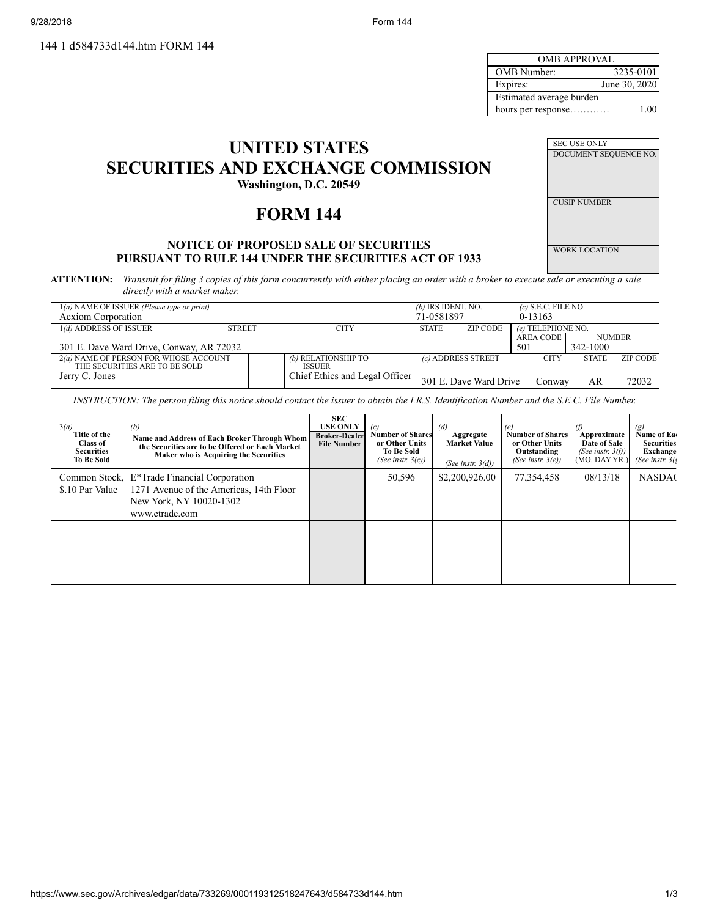144 1 d584733d144.htm FORM 144

| OMB APPROVAL | |
|---|---|
| OMB Number: | 3235-0101 |
| Expires: | June 30, 2020 |
| Estimated average burden hours per response………… | 1.00 |

| SEC USE ONLY |
|---|
| DOCUMENT SEQUENCE NO. |
| CUSIP NUMBER |
| WORK LOCATION |

# UNITED STATES SECURITIES AND EXCHANGE COMMISSION

**Washington, D.C. 20549**

# FORM 144

## NOTICE OF PROPOSED SALE OF SECURITIES PURSUANT TO RULE 144 UNDER THE SECURITIES ACT OF 1933

**ATTENTION:** *Transmit for filing 3 copies of this form concurrently with either placing an order with a broker to execute sale or executing a sale directly with a market maker.*

| 1*(a)* NAME OF ISSUER *(Please type or print)* | *(b)* IRS IDENT. NO. | *(c)* S.E.C. FILE NO. |
|---|---|---|
| Acxiom Corporation | 71-0581897 | 0-13163 |

| 1*(d)* ADDRESS OF ISSUER (STREET, CITY, STATE, ZIP CODE) | *(e)* TELEPHONE NO. AREA CODE | NUMBER |
|---|---|---|
| 301 E. Dave Ward Drive, Conway, AR 72032 | 501 | 342-1000 |

| 2*(a)* NAME OF PERSON FOR WHOSE ACCOUNT THE SECURITIES ARE TO BE SOLD | *(b)* RELATIONSHIP TO ISSUER | *(c)* ADDRESS STREET | CITY | STATE | ZIP CODE |
|---|---|---|---|---|---|
| Jerry C. Jones | Chief Ethics and Legal Officer | 301 E. Dave Ward Drive | Conway | AR | 72032 |

*INSTRUCTION: The person filing this notice should contact the issuer to obtain the I.R.S. Identification Number and the S.E.C. File Number.*

| 3*(a)* Title of the Class of Securities To Be Sold | *(b)* Name and Address of Each Broker Through Whom the Securities are to be Offered or Each Market Maker who is Acquiring the Securities | SEC USE ONLY Broker-Dealer File Number | *(c)* Number of Shares or Other Units To Be Sold *(See instr. 3(c))* | *(d)* Aggregate Market Value *(See instr. 3(d))* | *(e)* Number of Shares or Other Units Outstanding *(See instr. 3(e))* | *(f)* Approximate Date of Sale *(See instr. 3(f))* (MO. DAY YR.) | *(g)* Name of Each Securities Exchange *(See instr. 3(g))* |
|---|---|---|---|---|---|---|---|
| Common Stock, $.10 Par Value | E*Trade Financial Corporation 1271 Avenue of the Americas, 14th Floor New York, NY 10020-1302 www.etrade.com | | 50,596 | $2,200,926.00 | 77,354,458 | 08/13/18 | NASDAQ |
| | | | | | | | |
| | | | | | | | |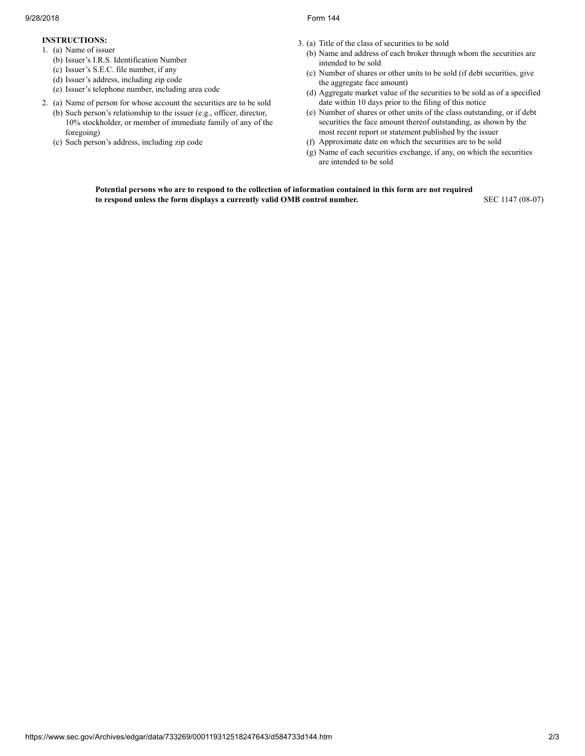**INSTRUCTIONS:**

1. (a) Name of issuer
   (b) Issuer's I.R.S. Identification Number
   (c) Issuer's S.E.C. file number, if any
   (d) Issuer's address, including zip code
   (e) Issuer's telephone number, including area code
2. (a) Name of person for whose account the securities are to be sold
   (b) Such person's relationship to the issuer (e.g., officer, director, 10% stockholder, or member of immediate family of any of the foregoing)
   (c) Such person's address, including zip code
3. (a) Title of the class of securities to be sold
   (b) Name and address of each broker through whom the securities are intended to be sold
   (c) Number of shares or other units to be sold (if debt securities, give the aggregate face amount)
   (d) Aggregate market value of the securities to be sold as of a specified date within 10 days prior to the filing of this notice
   (e) Number of shares or other units of the class outstanding, or if debt securities the face amount thereof outstanding, as shown by the most recent report or statement published by the issuer
   (f) Approximate date on which the securities are to be sold
   (g) Name of each securities exchange, if any, on which the securities are intended to be sold

**Potential persons who are to respond to the collection of information contained in this form are not required to respond unless the form displays a currently valid OMB control number.**

SEC 1147 (08-07)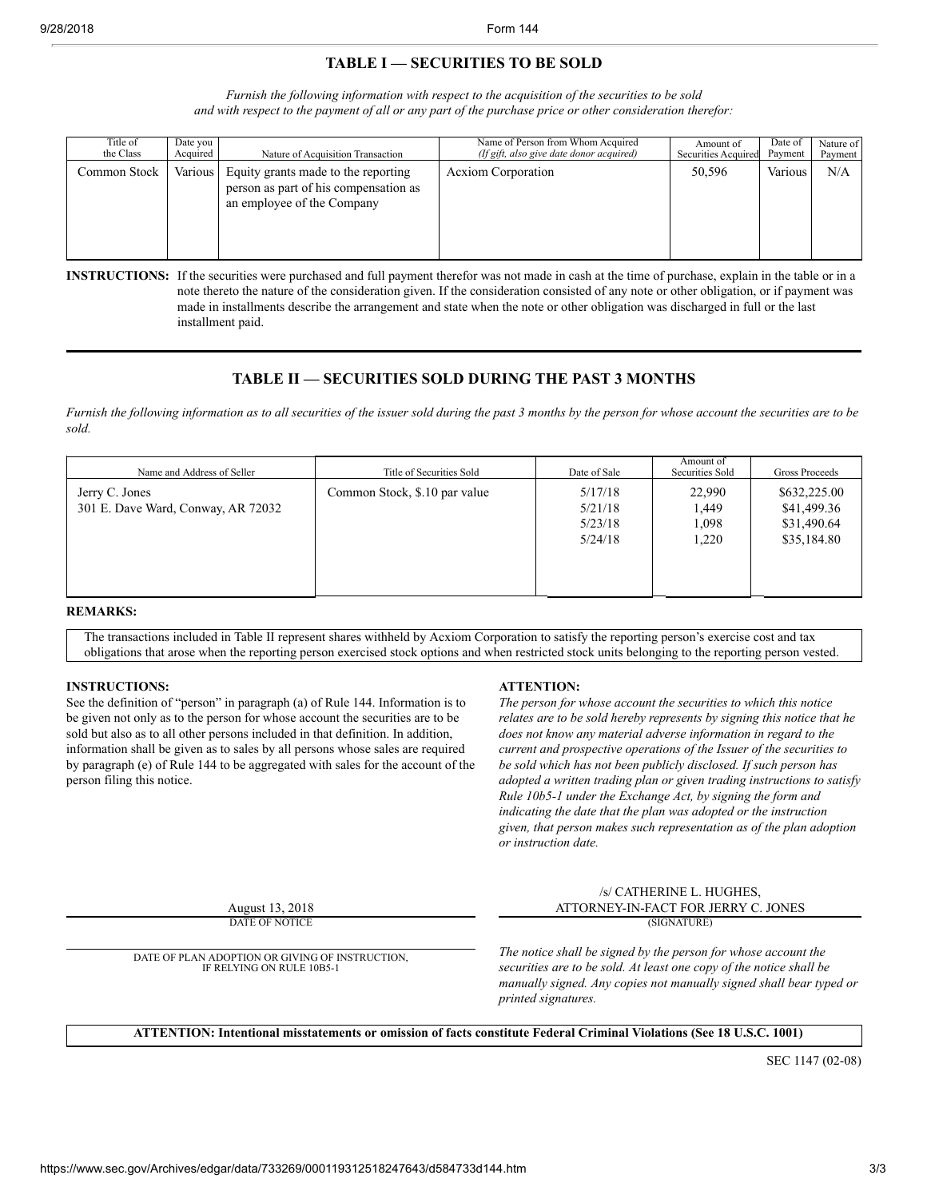## TABLE I — SECURITIES TO BE SOLD

*Furnish the following information with respect to the acquisition of the securities to be sold and with respect to the payment of all or any part of the purchase price or other consideration therefor:*

| Title of the Class | Date you Acquired | Nature of Acquisition Transaction | Name of Person from Whom Acquired *(If gift, also give date donor acquired)* | Amount of Securities Acquired | Date of Payment | Nature of Payment |
|---|---|---|---|---|---|---|
| Common Stock | Various | Equity grants made to the reporting person as part of his compensation as an employee of the Company | Acxiom Corporation | 50,596 | Various | N/A |

**INSTRUCTIONS:** If the securities were purchased and full payment therefor was not made in cash at the time of purchase, explain in the table or in a note thereto the nature of the consideration given. If the consideration consisted of any note or other obligation, or if payment was made in installments describe the arrangement and state when the note or other obligation was discharged in full or the last installment paid.

## TABLE II — SECURITIES SOLD DURING THE PAST 3 MONTHS

*Furnish the following information as to all securities of the issuer sold during the past 3 months by the person for whose account the securities are to be sold.*

| Name and Address of Seller | Title of Securities Sold | Date of Sale | Amount of Securities Sold | Gross Proceeds |
|---|---|---|---|---|
| Jerry C. Jones<br>301 E. Dave Ward, Conway, AR 72032 | Common Stock, $.10 par value | 5/17/18<br>5/21/18<br>5/23/18<br>5/24/18 | 22,990<br>1,449<br>1,098<br>1,220 | $632,225.00<br>$41,499.36<br>$31,490.64<br>$35,184.80 |

**REMARKS:**

The transactions included in Table II represent shares withheld by Acxiom Corporation to satisfy the reporting person's exercise cost and tax obligations that arose when the reporting person exercised stock options and when restricted stock units belonging to the reporting person vested.

**INSTRUCTIONS:**

See the definition of "person" in paragraph (a) of Rule 144. Information is to be given not only as to the person for whose account the securities are to be sold but also as to all other persons included in that definition. In addition, information shall be given as to sales by all persons whose sales are required by paragraph (e) of Rule 144 to be aggregated with sales for the account of the person filing this notice.

**ATTENTION:**

*The person for whose account the securities to which this notice relates are to be sold hereby represents by signing this notice that he does not know any material adverse information in regard to the current and prospective operations of the Issuer of the securities to be sold which has not been publicly disclosed. If such person has adopted a written trading plan or given trading instructions to satisfy Rule 10b5-1 under the Exchange Act, by signing the form and indicating the date that the plan was adopted or the instruction given, that person makes such representation as of the plan adoption or instruction date.*

August 13, 2018
DATE OF NOTICE

/s/ CATHERINE L. HUGHES,
ATTORNEY-IN-FACT FOR JERRY C. JONES
(SIGNATURE)

DATE OF PLAN ADOPTION OR GIVING OF INSTRUCTION, IF RELYING ON RULE 10B5-1

*The notice shall be signed by the person for whose account the securities are to be sold. At least one copy of the notice shall be manually signed. Any copies not manually signed shall bear typed or printed signatures.*

**ATTENTION: Intentional misstatements or omission of facts constitute Federal Criminal Violations (See 18 U.S.C. 1001)**

SEC 1147 (02-08)